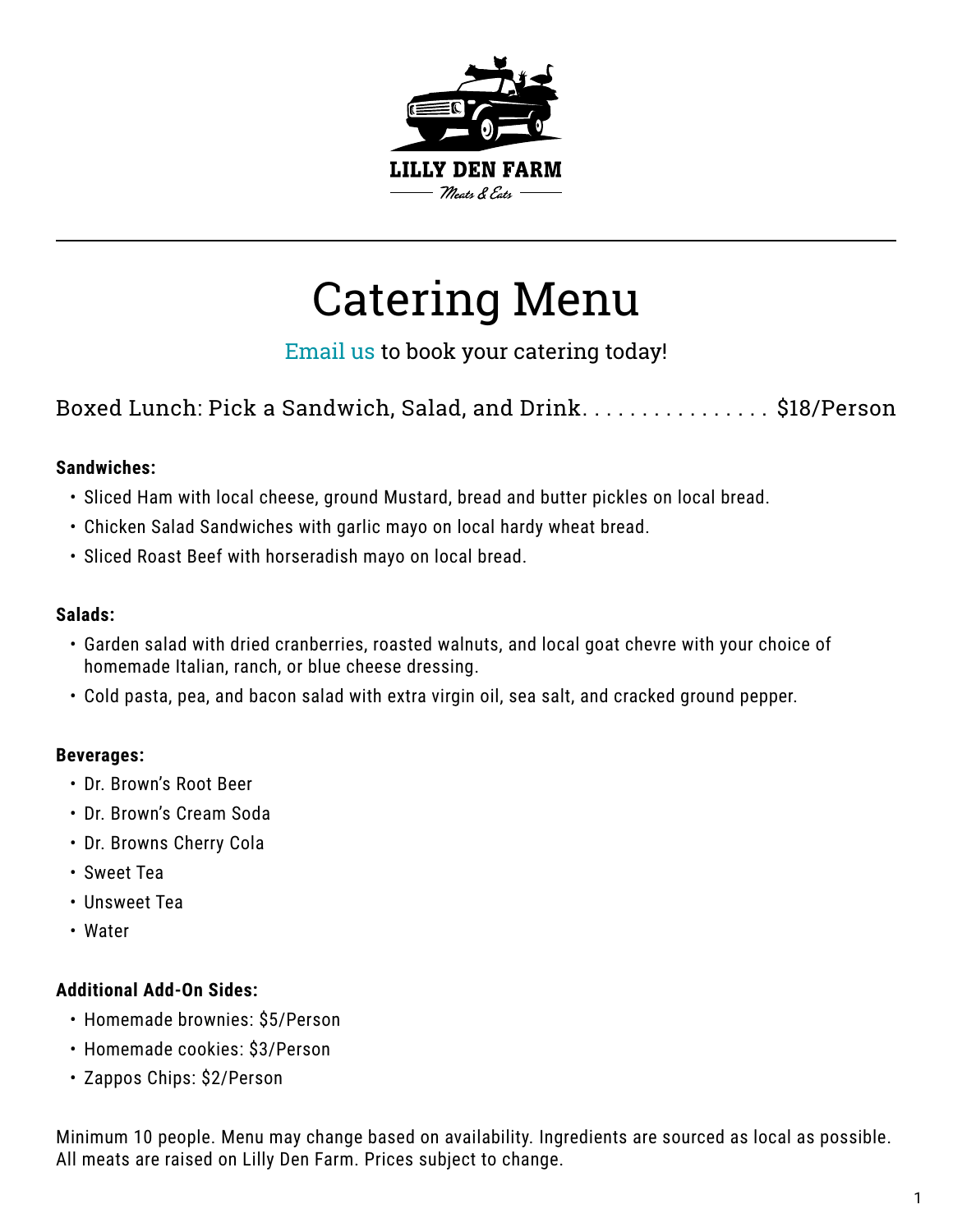LILLY DEN FARM

*Meats & Eats*

# Catering Menu

Email us to book your catering today!

Boxed Lunch: Pick a Sandwich, Salad, and Drink. . . . . . . . . . . . . . . . $18/Person

**Sandwiches:**

- Sliced Ham with local cheese, ground Mustard, bread and butter pickles on local bread.
- Chicken Salad Sandwiches with garlic mayo on local hardy wheat bread.
- Sliced Roast Beef with horseradish mayo on local bread.

**Salads:**

- Garden salad with dried cranberries, roasted walnuts, and local goat chevre with your choice of homemade Italian, ranch, or blue cheese dressing.
- Cold pasta, pea, and bacon salad with extra virgin oil, sea salt, and cracked ground pepper.

**Beverages:**

- Dr. Brown's Root Beer
- Dr. Brown's Cream Soda
- Dr. Browns Cherry Cola
- Sweet Tea
- Unsweet Tea
- Water

**Additional Add-On Sides:**

- Homemade brownies: $5/Person
- Homemade cookies: $3/Person
- Zappos Chips: $2/Person

Minimum 10 people. Menu may change based on availability. Ingredients are sourced as local as possible. All meats are raised on Lilly Den Farm. Prices subject to change.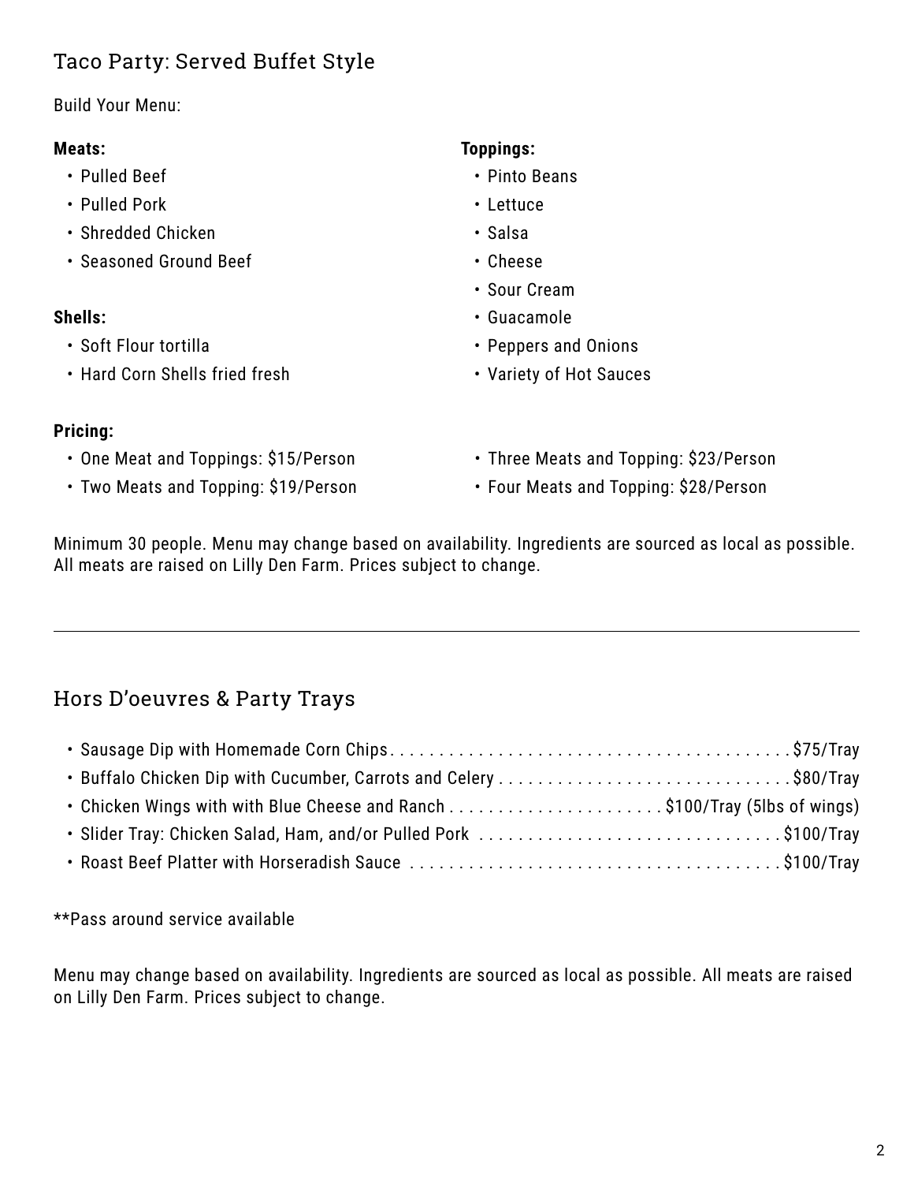## Taco Party: Served Buffet Style

Build Your Menu:

**Meats:**

- Pulled Beef
- Pulled Pork
- Shredded Chicken
- Seasoned Ground Beef

**Shells:**

- Soft Flour tortilla
- Hard Corn Shells fried fresh

**Toppings:**

- Pinto Beans
- Lettuce
- Salsa
- Cheese
- Sour Cream
- Guacamole
- Peppers and Onions
- Variety of Hot Sauces

**Pricing:**

- One Meat and Toppings: $15/Person
- Two Meats and Topping: $19/Person
- Three Meats and Topping: $23/Person
- Four Meats and Topping: $28/Person

Minimum 30 people. Menu may change based on availability. Ingredients are sourced as local as possible. All meats are raised on Lilly Den Farm. Prices subject to change.

---

## Hors D'oeuvres & Party Trays

- Sausage Dip with Homemade Corn Chips . . . . . . . . . . $75/Tray
- Buffalo Chicken Dip with Cucumber, Carrots and Celery . . . . . . . . . . $80/Tray
- Chicken Wings with with Blue Cheese and Ranch . . . . . . . . . . $100/Tray (5lbs of wings)
- Slider Tray: Chicken Salad, Ham, and/or Pulled Pork . . . . . . . . . . $100/Tray
- Roast Beef Platter with Horseradish Sauce . . . . . . . . . . $100/Tray

**Pass around service available

Menu may change based on availability. Ingredients are sourced as local as possible. All meats are raised on Lilly Den Farm. Prices subject to change.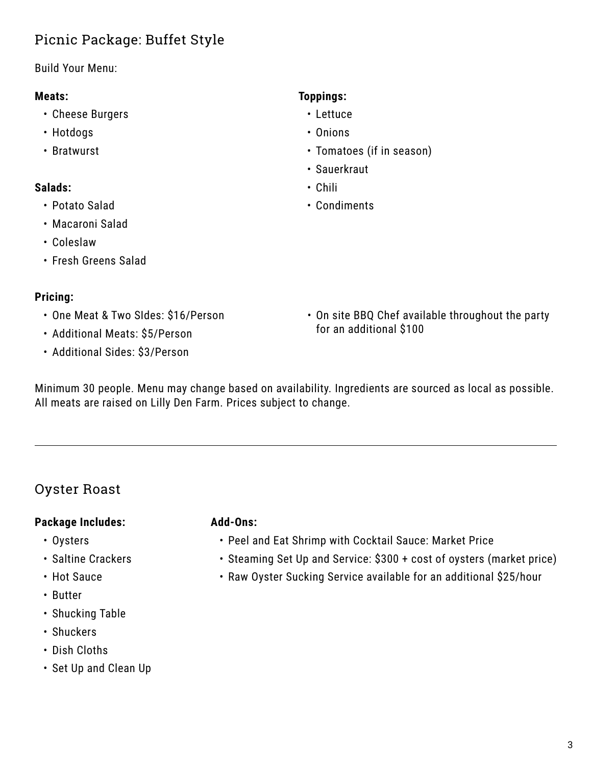## Picnic Package: Buffet Style

Build Your Menu:

**Meats:**

- Cheese Burgers
- Hotdogs
- Bratwurst

**Salads:**

- Potato Salad
- Macaroni Salad
- Coleslaw
- Fresh Greens Salad

**Toppings:**

- Lettuce
- Onions
- Tomatoes (if in season)
- Sauerkraut
- Chili
- Condiments

**Pricing:**

- One Meat & Two SIdes: $16/Person
- Additional Meats: $5/Person
- Additional Sides: $3/Person
- On site BBQ Chef available throughout the party for an additional $100

Minimum 30 people. Menu may change based on availability. Ingredients are sourced as local as possible. All meats are raised on Lilly Den Farm. Prices subject to change.

---

## Oyster Roast

**Package Includes:**

- Oysters
- Saltine Crackers
- Hot Sauce
- Butter
- Shucking Table
- Shuckers
- Dish Cloths
- Set Up and Clean Up

**Add-Ons:**

- Peel and Eat Shrimp with Cocktail Sauce: Market Price
- Steaming Set Up and Service: $300 + cost of oysters (market price)
- Raw Oyster Sucking Service available for an additional $25/hour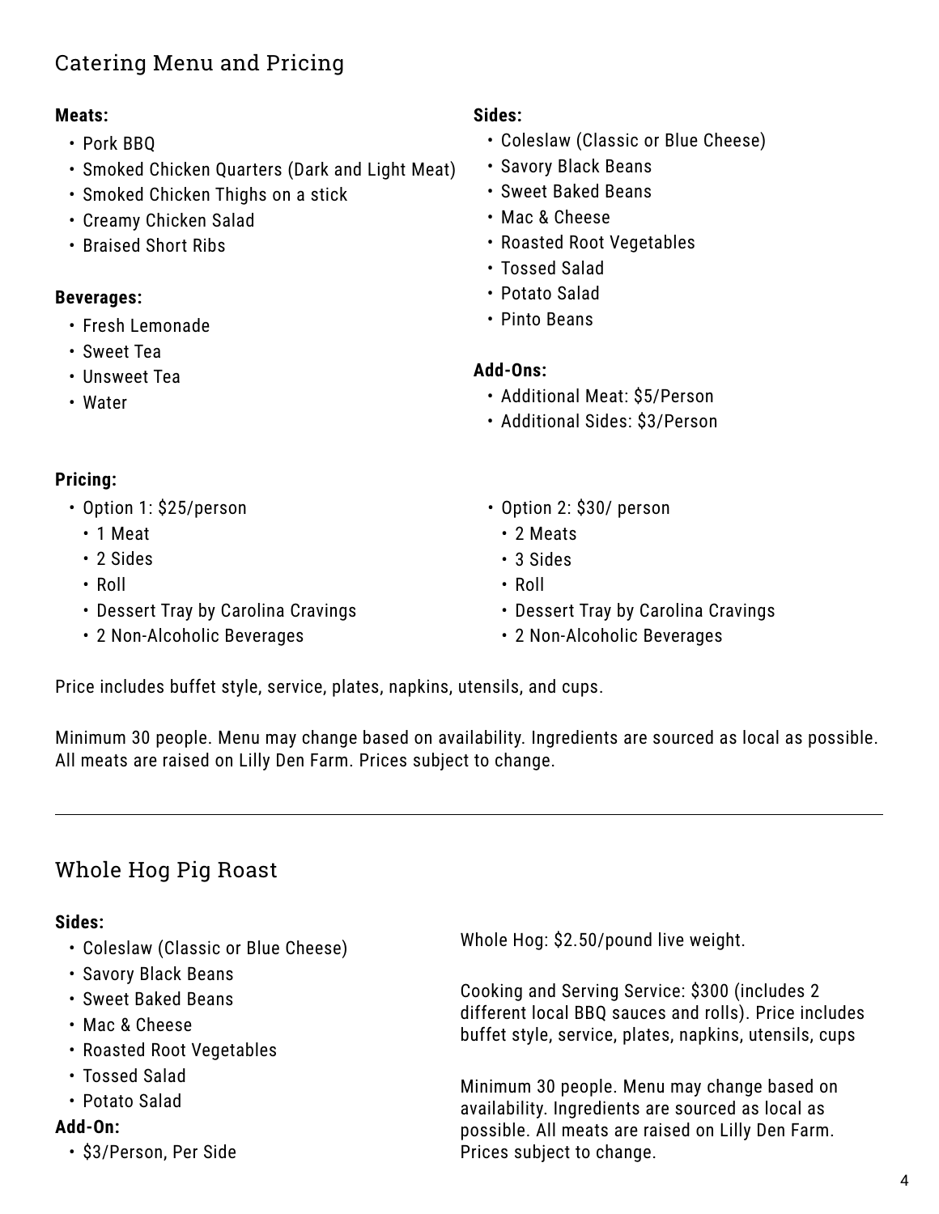## Catering Menu and Pricing

**Meats:**

- Pork BBQ
- Smoked Chicken Quarters (Dark and Light Meat)
- Smoked Chicken Thighs on a stick
- Creamy Chicken Salad
- Braised Short Ribs

**Beverages:**

- Fresh Lemonade
- Sweet Tea
- Unsweet Tea
- Water

**Sides:**

- Coleslaw (Classic or Blue Cheese)
- Savory Black Beans
- Sweet Baked Beans
- Mac & Cheese
- Roasted Root Vegetables
- Tossed Salad
- Potato Salad
- Pinto Beans

**Add-Ons:**

- Additional Meat: $5/Person
- Additional Sides: $3/Person

**Pricing:**

- Option 1: $25/person
  - 1 Meat
  - 2 Sides
  - Roll
  - Dessert Tray by Carolina Cravings
  - 2 Non-Alcoholic Beverages
- Option 2: $30/ person
  - 2 Meats
  - 3 Sides
  - Roll
  - Dessert Tray by Carolina Cravings
  - 2 Non-Alcoholic Beverages

Price includes buffet style, service, plates, napkins, utensils, and cups.

Minimum 30 people. Menu may change based on availability. Ingredients are sourced as local as possible. All meats are raised on Lilly Den Farm. Prices subject to change.

---

## Whole Hog Pig Roast

**Sides:**

- Coleslaw (Classic or Blue Cheese)
- Savory Black Beans
- Sweet Baked Beans
- Mac & Cheese
- Roasted Root Vegetables
- Tossed Salad
- Potato Salad

**Add-On:**

- $3/Person, Per Side

Whole Hog: $2.50/pound live weight.

Cooking and Serving Service: $300 (includes 2 different local BBQ sauces and rolls). Price includes buffet style, service, plates, napkins, utensils, cups

Minimum 30 people. Menu may change based on availability. Ingredients are sourced as local as possible. All meats are raised on Lilly Den Farm. Prices subject to change.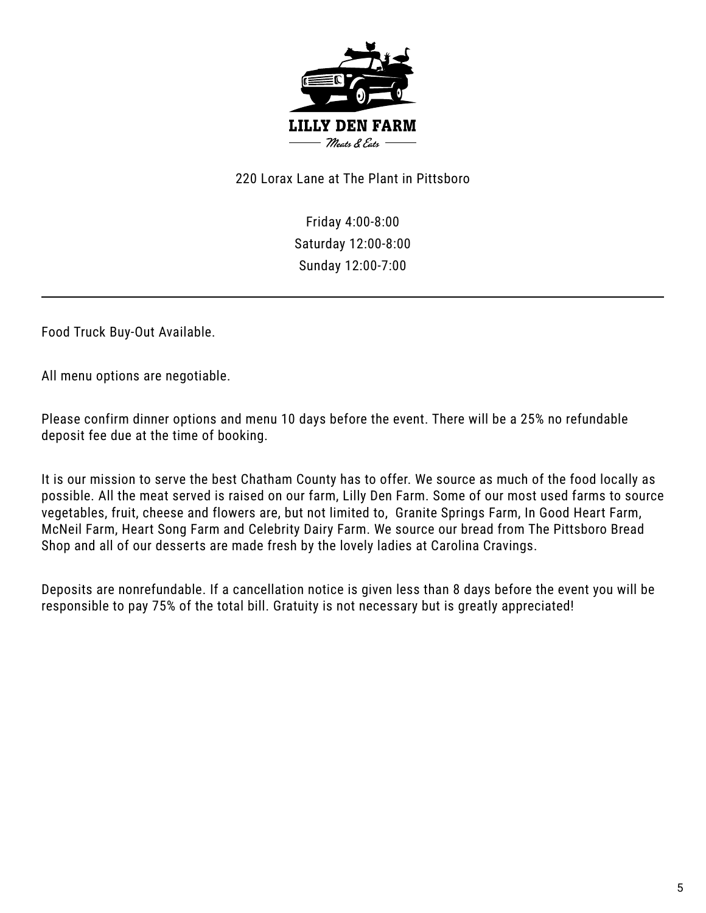# LILLY DEN FARM

Meats & Eats

220 Lorax Lane at The Plant in Pittsboro

Friday 4:00-8:00
Saturday 12:00-8:00
Sunday 12:00-7:00

---

Food Truck Buy-Out Available.

All menu options are negotiable.

Please confirm dinner options and menu 10 days before the event. There will be a 25% no refundable deposit fee due at the time of booking.

It is our mission to serve the best Chatham County has to offer. We source as much of the food locally as possible. All the meat served is raised on our farm, Lilly Den Farm. Some of our most used farms to source vegetables, fruit, cheese and flowers are, but not limited to, Granite Springs Farm, In Good Heart Farm, McNeil Farm, Heart Song Farm and Celebrity Dairy Farm. We source our bread from The Pittsboro Bread Shop and all of our desserts are made fresh by the lovely ladies at Carolina Cravings.

Deposits are nonrefundable. If a cancellation notice is given less than 8 days before the event you will be responsible to pay 75% of the total bill. Gratuity is not necessary but is greatly appreciated!